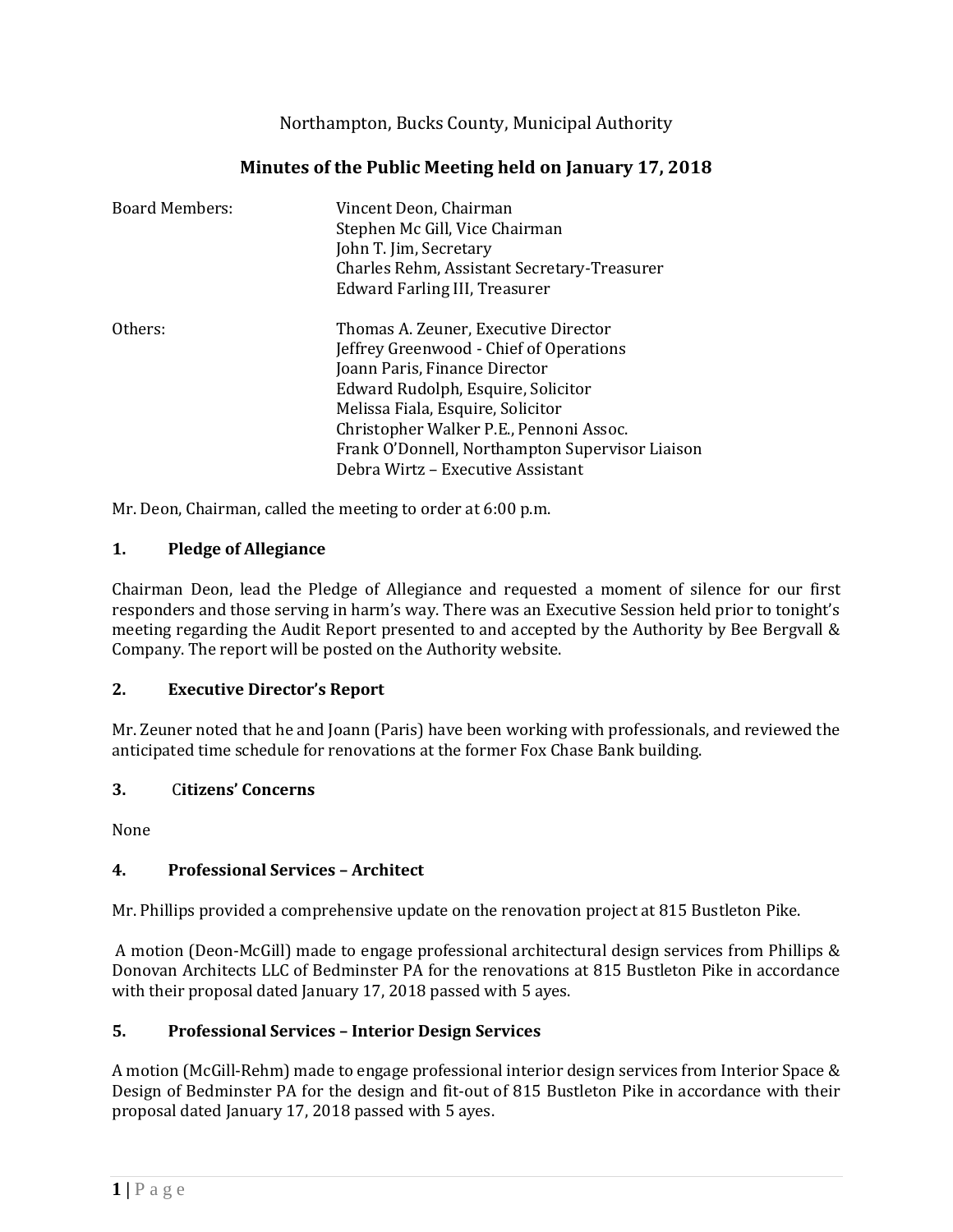Northampton, Bucks County, Municipal Authority

# Minutes of the Public Meeting held on January 17, 2018

| | |
|---|---|
| Board Members: | Vincent Deon, Chairman<br>Stephen Mc Gill, Vice Chairman<br>John T. Jim, Secretary<br>Charles Rehm, Assistant Secretary-Treasurer<br>Edward Farling III, Treasurer |
| Others: | Thomas A. Zeuner, Executive Director<br>Jeffrey Greenwood - Chief of Operations<br>Joann Paris, Finance Director<br>Edward Rudolph, Esquire, Solicitor<br>Melissa Fiala, Esquire, Solicitor<br>Christopher Walker P.E., Pennoni Assoc.<br>Frank O'Donnell, Northampton Supervisor Liaison<br>Debra Wirtz – Executive Assistant |

Mr. Deon, Chairman, called the meeting to order at 6:00 p.m.

## 1. Pledge of Allegiance

Chairman Deon, lead the Pledge of Allegiance and requested a moment of silence for our first responders and those serving in harm's way. There was an Executive Session held prior to tonight's meeting regarding the Audit Report presented to and accepted by the Authority by Bee Bergvall & Company. The report will be posted on the Authority website.

## 2. Executive Director's Report

Mr. Zeuner noted that he and Joann (Paris) have been working with professionals, and reviewed the anticipated time schedule for renovations at the former Fox Chase Bank building.

## 3. Citizens' Concerns

None

## 4. Professional Services – Architect

Mr. Phillips provided a comprehensive update on the renovation project at 815 Bustleton Pike.

A motion (Deon-McGill) made to engage professional architectural design services from Phillips & Donovan Architects LLC of Bedminster PA for the renovations at 815 Bustleton Pike in accordance with their proposal dated January 17, 2018 passed with 5 ayes.

## 5. Professional Services – Interior Design Services

A motion (McGill-Rehm) made to engage professional interior design services from Interior Space & Design of Bedminster PA for the design and fit-out of 815 Bustleton Pike in accordance with their proposal dated January 17, 2018 passed with 5 ayes.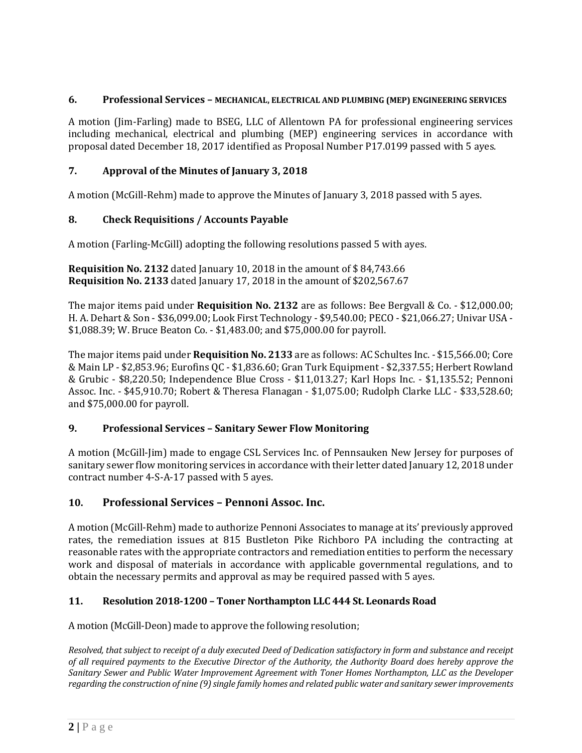### 6. Professional Services – MECHANICAL, ELECTRICAL AND PLUMBING (MEP) ENGINEERING SERVICES

A motion (Jim-Farling) made to BSEG, LLC of Allentown PA for professional engineering services including mechanical, electrical and plumbing (MEP) engineering services in accordance with proposal dated December 18, 2017 identified as Proposal Number P17.0199 passed with 5 ayes.

### 7. Approval of the Minutes of January 3, 2018

A motion (McGill-Rehm) made to approve the Minutes of January 3, 2018 passed with 5 ayes.

### 8. Check Requisitions / Accounts Payable

A motion (Farling-McGill) adopting the following resolutions passed 5 with ayes.

**Requisition No. 2132** dated January 10, 2018 in the amount of $ 84,743.66
**Requisition No. 2133** dated January 17, 2018 in the amount of $202,567.67

The major items paid under **Requisition No. 2132** are as follows: Bee Bergvall & Co. - $12,000.00; H. A. Dehart & Son - $36,099.00; Look First Technology - $9,540.00; PECO - $21,066.27; Univar USA - $1,088.39; W. Bruce Beaton Co. - $1,483.00; and $75,000.00 for payroll.

The major items paid under **Requisition No. 2133** are as follows: AC Schultes Inc. - $15,566.00; Core & Main LP - $2,853.96; Eurofins QC - $1,836.60; Gran Turk Equipment - $2,337.55; Herbert Rowland & Grubic - $8,220.50; Independence Blue Cross - $11,013.27; Karl Hops Inc. - $1,135.52; Pennoni Assoc. Inc. - $45,910.70; Robert & Theresa Flanagan - $1,075.00; Rudolph Clarke LLC - $33,528.60; and $75,000.00 for payroll.

### 9. Professional Services – Sanitary Sewer Flow Monitoring

A motion (McGill-Jim) made to engage CSL Services Inc. of Pennsauken New Jersey for purposes of sanitary sewer flow monitoring services in accordance with their letter dated January 12, 2018 under contract number 4-S-A-17 passed with 5 ayes.

### 10. Professional Services – Pennoni Assoc. Inc.

A motion (McGill-Rehm) made to authorize Pennoni Associates to manage at its' previously approved rates, the remediation issues at 815 Bustleton Pike Richboro PA including the contracting at reasonable rates with the appropriate contractors and remediation entities to perform the necessary work and disposal of materials in accordance with applicable governmental regulations, and to obtain the necessary permits and approval as may be required passed with 5 ayes.

### 11. Resolution 2018-1200 – Toner Northampton LLC 444 St. Leonards Road

A motion (McGill-Deon) made to approve the following resolution;

*Resolved, that subject to receipt of a duly executed Deed of Dedication satisfactory in form and substance and receipt of all required payments to the Executive Director of the Authority, the Authority Board does hereby approve the Sanitary Sewer and Public Water Improvement Agreement with Toner Homes Northampton, LLC as the Developer regarding the construction of nine (9) single family homes and related public water and sanitary sewer improvements*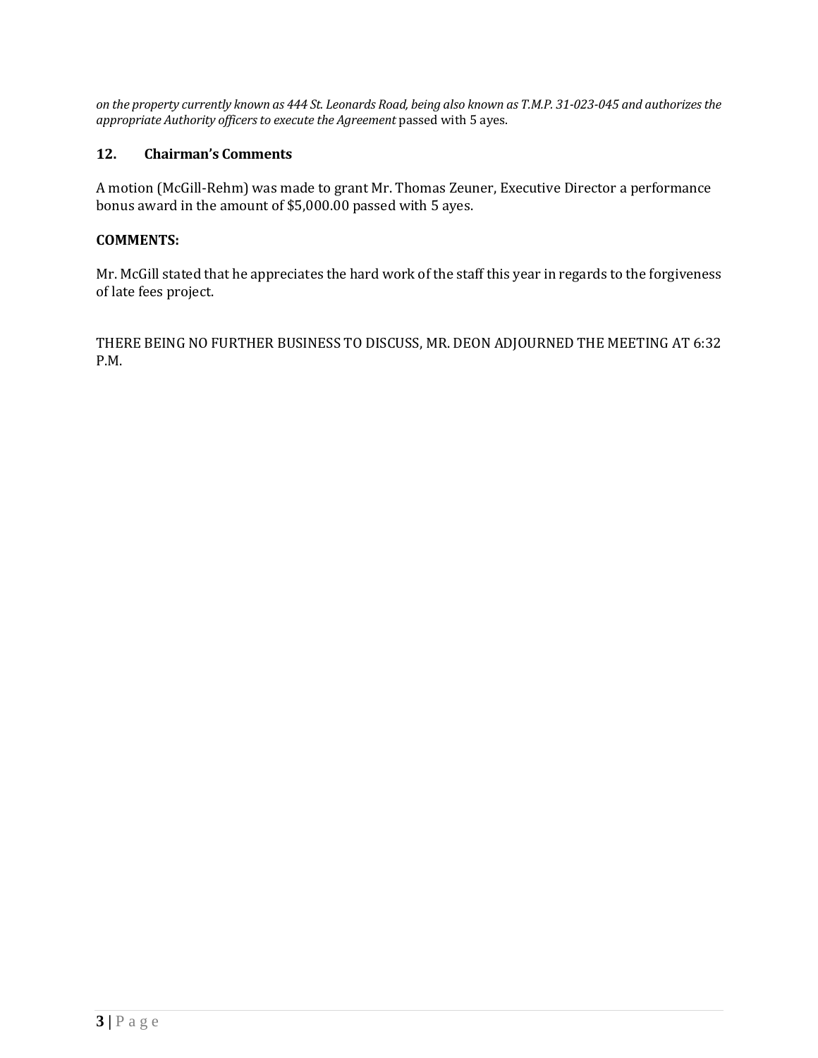*on the property currently known as 444 St. Leonards Road, being also known as T.M.P. 31-023-045 and authorizes the appropriate Authority officers to execute the Agreement* passed with 5 ayes.

## 12. Chairman's Comments

A motion (McGill-Rehm) was made to grant Mr. Thomas Zeuner, Executive Director a performance bonus award in the amount of $5,000.00 passed with 5 ayes.

**COMMENTS:**

Mr. McGill stated that he appreciates the hard work of the staff this year in regards to the forgiveness of late fees project.

THERE BEING NO FURTHER BUSINESS TO DISCUSS, MR. DEON ADJOURNED THE MEETING AT 6:32 P.M.